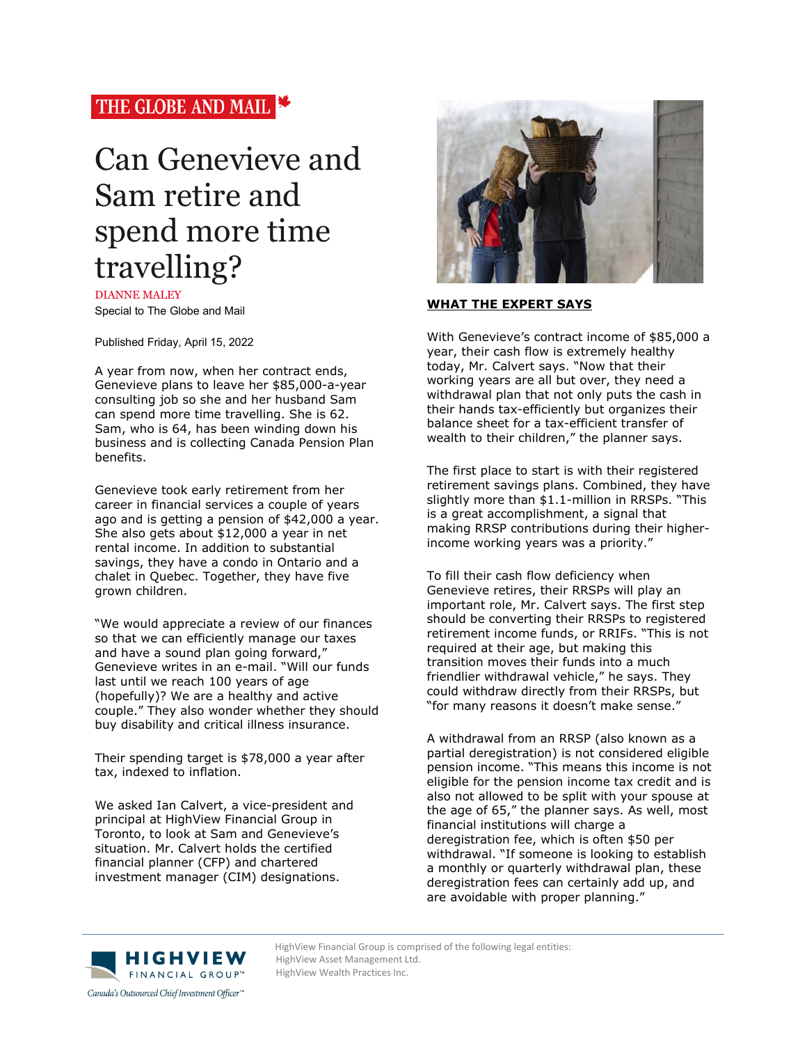THE GLOBE AND MAIL

# Can Genevieve and Sam retire and spend more time travelling?

DIANNE MALEY
Special to The Globe and Mail

Published Friday, April 15, 2022

A year from now, when her contract ends, Genevieve plans to leave her $85,000-a-year consulting job so she and her husband Sam can spend more time travelling. She is 62. Sam, who is 64, has been winding down his business and is collecting Canada Pension Plan benefits.

Genevieve took early retirement from her career in financial services a couple of years ago and is getting a pension of $42,000 a year. She also gets about $12,000 a year in net rental income. In addition to substantial savings, they have a condo in Ontario and a chalet in Quebec. Together, they have five grown children.

"We would appreciate a review of our finances so that we can efficiently manage our taxes and have a sound plan going forward," Genevieve writes in an e-mail. "Will our funds last until we reach 100 years of age (hopefully)? We are a healthy and active couple." They also wonder whether they should buy disability and critical illness insurance.

Their spending target is $78,000 a year after tax, indexed to inflation.

We asked Ian Calvert, a vice-president and principal at HighView Financial Group in Toronto, to look at Sam and Genevieve's situation. Mr. Calvert holds the certified financial planner (CFP) and chartered investment manager (CIM) designations.

## WHAT THE EXPERT SAYS

With Genevieve's contract income of $85,000 a year, their cash flow is extremely healthy today, Mr. Calvert says. "Now that their working years are all but over, they need a withdrawal plan that not only puts the cash in their hands tax-efficiently but organizes their balance sheet for a tax-efficient transfer of wealth to their children," the planner says.

The first place to start is with their registered retirement savings plans. Combined, they have slightly more than $1.1-million in RRSPs. "This is a great accomplishment, a signal that making RRSP contributions during their higher-income working years was a priority."

To fill their cash flow deficiency when Genevieve retires, their RRSPs will play an important role, Mr. Calvert says. The first step should be converting their RRSPs to registered retirement income funds, or RRIFs. "This is not required at their age, but making this transition moves their funds into a much friendlier withdrawal vehicle," he says. They could withdraw directly from their RRSPs, but "for many reasons it doesn't make sense."

A withdrawal from an RRSP (also known as a partial deregistration) is not considered eligible pension income. "This means this income is not eligible for the pension income tax credit and is also not allowed to be split with your spouse at the age of 65," the planner says. As well, most financial institutions will charge a deregistration fee, which is often $50 per withdrawal. "If someone is looking to establish a monthly or quarterly withdrawal plan, these deregistration fees can certainly add up, and are avoidable with proper planning."

HighView Financial Group is comprised of the following legal entities:
HighView Asset Management Ltd.
HighView Wealth Practices Inc.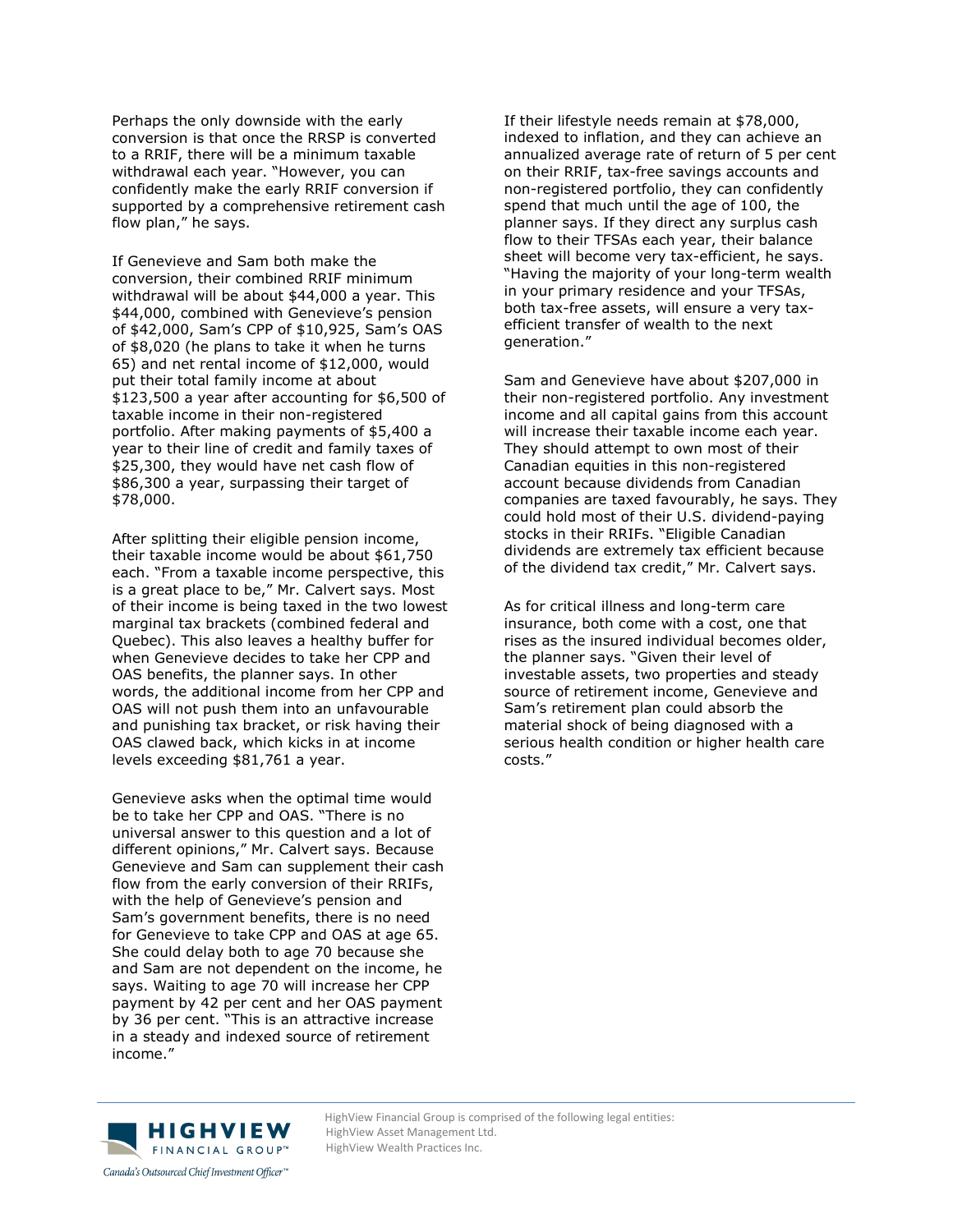Perhaps the only downside with the early conversion is that once the RRSP is converted to a RRIF, there will be a minimum taxable withdrawal each year. "However, you can confidently make the early RRIF conversion if supported by a comprehensive retirement cash flow plan," he says.

If Genevieve and Sam both make the conversion, their combined RRIF minimum withdrawal will be about $44,000 a year. This $44,000, combined with Genevieve's pension of $42,000, Sam's CPP of $10,925, Sam's OAS of $8,020 (he plans to take it when he turns 65) and net rental income of $12,000, would put their total family income at about $123,500 a year after accounting for $6,500 of taxable income in their non-registered portfolio. After making payments of $5,400 a year to their line of credit and family taxes of $25,300, they would have net cash flow of $86,300 a year, surpassing their target of $78,000.

After splitting their eligible pension income, their taxable income would be about $61,750 each. "From a taxable income perspective, this is a great place to be," Mr. Calvert says. Most of their income is being taxed in the two lowest marginal tax brackets (combined federal and Quebec). This also leaves a healthy buffer for when Genevieve decides to take her CPP and OAS benefits, the planner says. In other words, the additional income from her CPP and OAS will not push them into an unfavourable and punishing tax bracket, or risk having their OAS clawed back, which kicks in at income levels exceeding $81,761 a year.

Genevieve asks when the optimal time would be to take her CPP and OAS. "There is no universal answer to this question and a lot of different opinions," Mr. Calvert says. Because Genevieve and Sam can supplement their cash flow from the early conversion of their RRIFs, with the help of Genevieve's pension and Sam's government benefits, there is no need for Genevieve to take CPP and OAS at age 65. She could delay both to age 70 because she and Sam are not dependent on the income, he says. Waiting to age 70 will increase her CPP payment by 42 per cent and her OAS payment by 36 per cent. "This is an attractive increase in a steady and indexed source of retirement income."

If their lifestyle needs remain at $78,000, indexed to inflation, and they can achieve an annualized average rate of return of 5 per cent on their RRIF, tax-free savings accounts and non-registered portfolio, they can confidently spend that much until the age of 100, the planner says. If they direct any surplus cash flow to their TFSAs each year, their balance sheet will become very tax-efficient, he says. "Having the majority of your long-term wealth in your primary residence and your TFSAs, both tax-free assets, will ensure a very tax-efficient transfer of wealth to the next generation."

Sam and Genevieve have about $207,000 in their non-registered portfolio. Any investment income and all capital gains from this account will increase their taxable income each year. They should attempt to own most of their Canadian equities in this non-registered account because dividends from Canadian companies are taxed favourably, he says. They could hold most of their U.S. dividend-paying stocks in their RRIFs. "Eligible Canadian dividends are extremely tax efficient because of the dividend tax credit," Mr. Calvert says.

As for critical illness and long-term care insurance, both come with a cost, one that rises as the insured individual becomes older, the planner says. "Given their level of investable assets, two properties and steady source of retirement income, Genevieve and Sam's retirement plan could absorb the material shock of being diagnosed with a serious health condition or higher health care costs."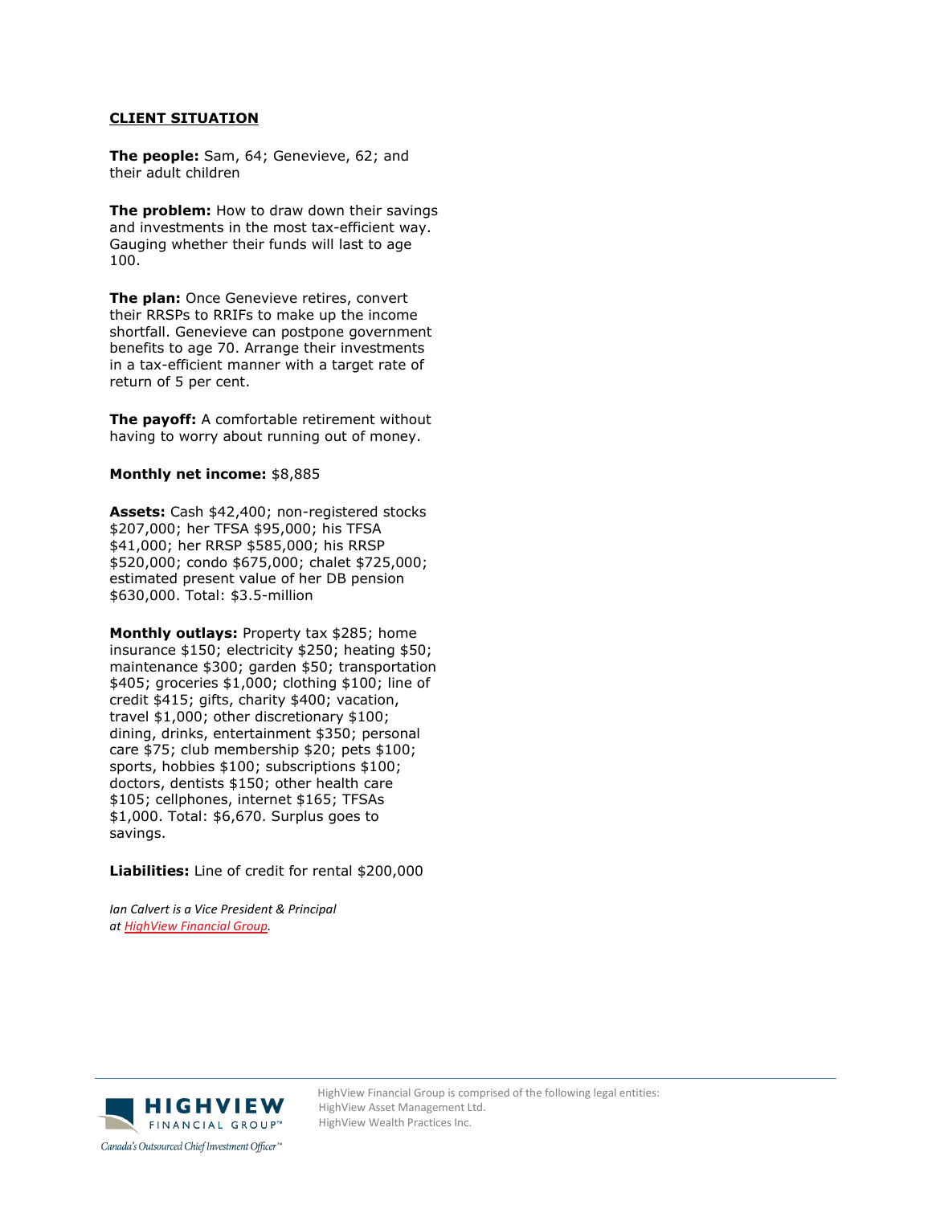## CLIENT SITUATION

**The people:** Sam, 64; Genevieve, 62; and their adult children

**The problem:** How to draw down their savings and investments in the most tax-efficient way. Gauging whether their funds will last to age 100.

**The plan:** Once Genevieve retires, convert their RRSPs to RRIFs to make up the income shortfall. Genevieve can postpone government benefits to age 70. Arrange their investments in a tax-efficient manner with a target rate of return of 5 per cent.

**The payoff:** A comfortable retirement without having to worry about running out of money.

**Monthly net income:** $8,885

**Assets:** Cash $42,400; non-registered stocks $207,000; her TFSA $95,000; his TFSA $41,000; her RRSP $585,000; his RRSP $520,000; condo $675,000; chalet $725,000; estimated present value of her DB pension $630,000. Total: $3.5-million

**Monthly outlays:** Property tax $285; home insurance $150; electricity $250; heating $50; maintenance $300; garden $50; transportation $405; groceries $1,000; clothing $100; line of credit $415; gifts, charity $400; vacation, travel $1,000; other discretionary $100; dining, drinks, entertainment $350; personal care $75; club membership $20; pets $100; sports, hobbies $100; subscriptions $100; doctors, dentists $150; other health care $105; cellphones, internet $165; TFSAs $1,000. Total: $6,670. Surplus goes to savings.

**Liabilities:** Line of credit for rental $200,000

*Ian Calvert is a Vice President & Principal at [HighView Financial Group](HighView Financial Group).*

HighView Financial Group is comprised of the following legal entities:
HighView Asset Management Ltd.
HighView Wealth Practices Inc.